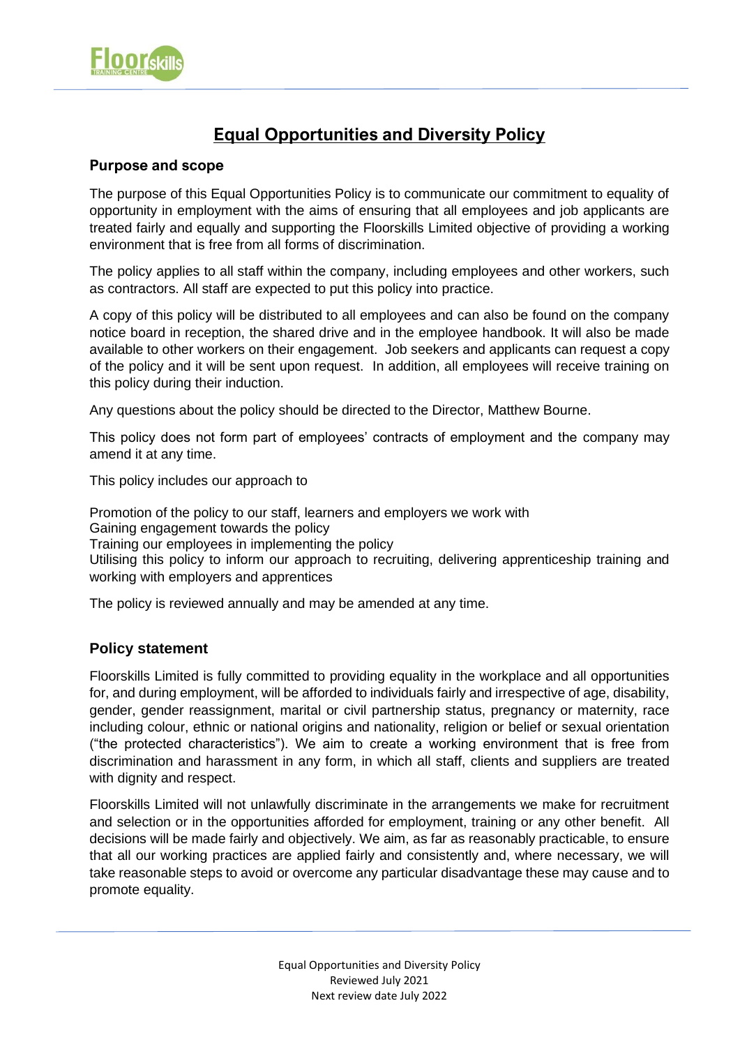# Equal Opportunities and Diversity Policy

## Purpose and scope

The purpose of this Equal Opportunities Policy is to communicate our commitment to equality of opportunity in employment with the aims of ensuring that all employees and job applicants are treated fairly and equally and supporting the Floorskills Limited objective of providing a working environment that is free from all forms of discrimination.

The policy applies to all staff within the company, including employees and other workers, such as contractors. All staff are expected to put this policy into practice.

A copy of this policy will be distributed to all employees and can also be found on the company notice board in reception, the shared drive and in the employee handbook. It will also be made available to other workers on their engagement. Job seekers and applicants can request a copy of the policy and it will be sent upon request. In addition, all employees will receive training on this policy during their induction.

Any questions about the policy should be directed to the Director, Matthew Bourne.

This policy does not form part of employees' contracts of employment and the company may amend it at any time.

This policy includes our approach to

Promotion of the policy to our staff, learners and employers we work with
Gaining engagement towards the policy
Training our employees in implementing the policy
Utilising this policy to inform our approach to recruiting, delivering apprenticeship training and working with employers and apprentices

The policy is reviewed annually and may be amended at any time.

## Policy statement

Floorskills Limited is fully committed to providing equality in the workplace and all opportunities for, and during employment, will be afforded to individuals fairly and irrespective of age, disability, gender, gender reassignment, marital or civil partnership status, pregnancy or maternity, race including colour, ethnic or national origins and nationality, religion or belief or sexual orientation ("the protected characteristics"). We aim to create a working environment that is free from discrimination and harassment in any form, in which all staff, clients and suppliers are treated with dignity and respect.

Floorskills Limited will not unlawfully discriminate in the arrangements we make for recruitment and selection or in the opportunities afforded for employment, training or any other benefit. All decisions will be made fairly and objectively. We aim, as far as reasonably practicable, to ensure that all our working practices are applied fairly and consistently and, where necessary, we will take reasonable steps to avoid or overcome any particular disadvantage these may cause and to promote equality.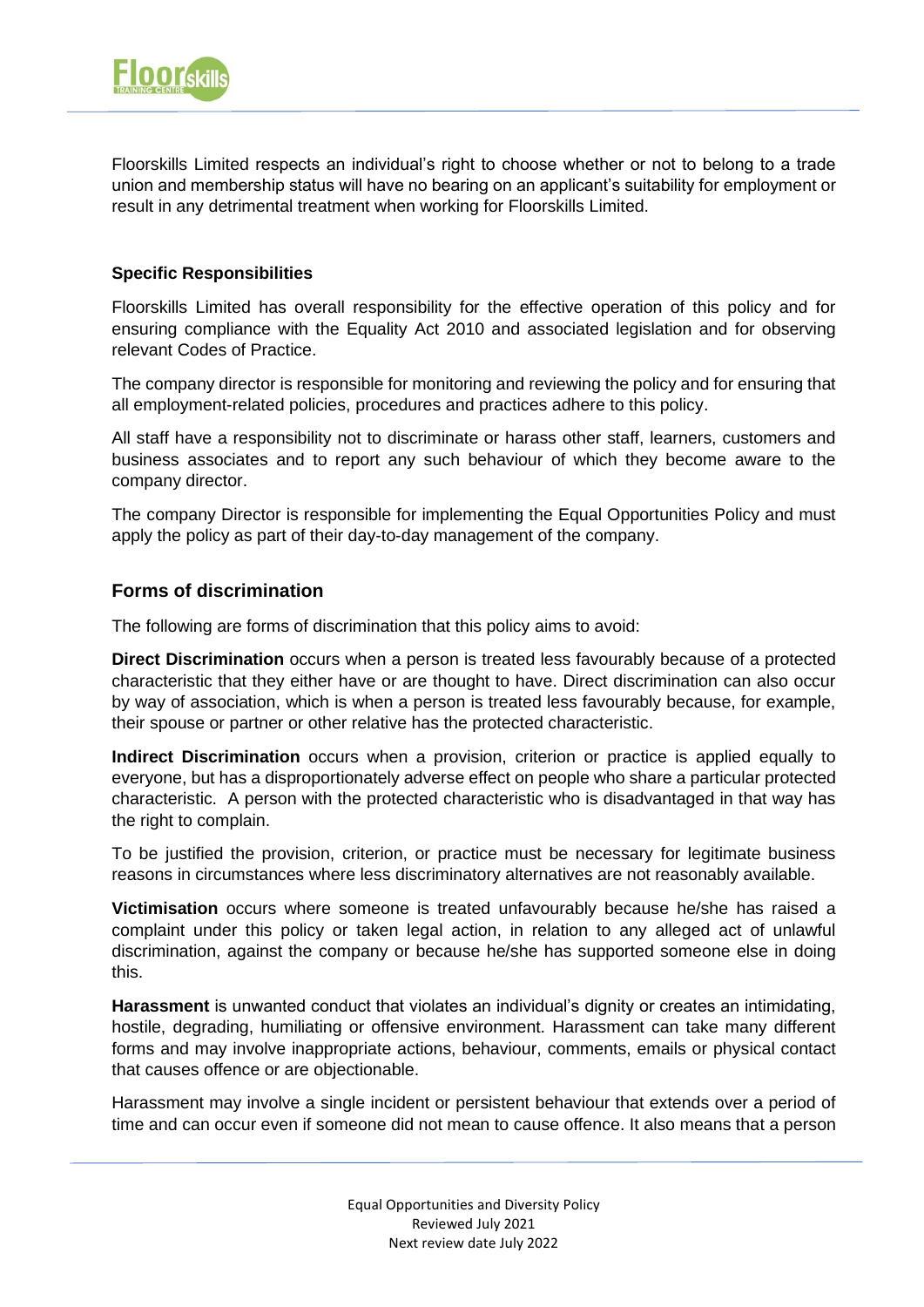Floorskills Limited respects an individual's right to choose whether or not to belong to a trade union and membership status will have no bearing on an applicant's suitability for employment or result in any detrimental treatment when working for Floorskills Limited.

**Specific Responsibilities**

Floorskills Limited has overall responsibility for the effective operation of this policy and for ensuring compliance with the Equality Act 2010 and associated legislation and for observing relevant Codes of Practice.

The company director is responsible for monitoring and reviewing the policy and for ensuring that all employment-related policies, procedures and practices adhere to this policy.

All staff have a responsibility not to discriminate or harass other staff, learners, customers and business associates and to report any such behaviour of which they become aware to the company director.

The company Director is responsible for implementing the Equal Opportunities Policy and must apply the policy as part of their day-to-day management of the company.

## Forms of discrimination

The following are forms of discrimination that this policy aims to avoid:

**Direct Discrimination** occurs when a person is treated less favourably because of a protected characteristic that they either have or are thought to have. Direct discrimination can also occur by way of association, which is when a person is treated less favourably because, for example, their spouse or partner or other relative has the protected characteristic.

**Indirect Discrimination** occurs when a provision, criterion or practice is applied equally to everyone, but has a disproportionately adverse effect on people who share a particular protected characteristic. A person with the protected characteristic who is disadvantaged in that way has the right to complain.

To be justified the provision, criterion, or practice must be necessary for legitimate business reasons in circumstances where less discriminatory alternatives are not reasonably available.

**Victimisation** occurs where someone is treated unfavourably because he/she has raised a complaint under this policy or taken legal action, in relation to any alleged act of unlawful discrimination, against the company or because he/she has supported someone else in doing this.

**Harassment** is unwanted conduct that violates an individual's dignity or creates an intimidating, hostile, degrading, humiliating or offensive environment. Harassment can take many different forms and may involve inappropriate actions, behaviour, comments, emails or physical contact that causes offence or are objectionable.

Harassment may involve a single incident or persistent behaviour that extends over a period of time and can occur even if someone did not mean to cause offence. It also means that a person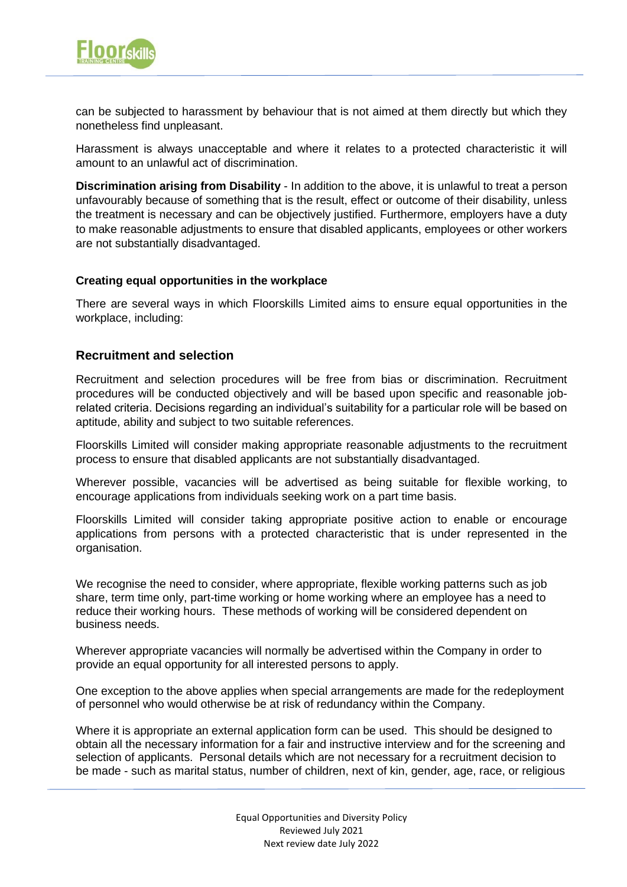can be subjected to harassment by behaviour that is not aimed at them directly but which they nonetheless find unpleasant.

Harassment is always unacceptable and where it relates to a protected characteristic it will amount to an unlawful act of discrimination.

**Discrimination arising from Disability** - In addition to the above, it is unlawful to treat a person unfavourably because of something that is the result, effect or outcome of their disability, unless the treatment is necessary and can be objectively justified. Furthermore, employers have a duty to make reasonable adjustments to ensure that disabled applicants, employees or other workers are not substantially disadvantaged.

**Creating equal opportunities in the workplace**

There are several ways in which Floorskills Limited aims to ensure equal opportunities in the workplace, including:

## Recruitment and selection

Recruitment and selection procedures will be free from bias or discrimination. Recruitment procedures will be conducted objectively and will be based upon specific and reasonable job-related criteria. Decisions regarding an individual's suitability for a particular role will be based on aptitude, ability and subject to two suitable references.

Floorskills Limited will consider making appropriate reasonable adjustments to the recruitment process to ensure that disabled applicants are not substantially disadvantaged.

Wherever possible, vacancies will be advertised as being suitable for flexible working, to encourage applications from individuals seeking work on a part time basis.

Floorskills Limited will consider taking appropriate positive action to enable or encourage applications from persons with a protected characteristic that is under represented in the organisation.

We recognise the need to consider, where appropriate, flexible working patterns such as job share, term time only, part-time working or home working where an employee has a need to reduce their working hours. These methods of working will be considered dependent on business needs.

Wherever appropriate vacancies will normally be advertised within the Company in order to provide an equal opportunity for all interested persons to apply.

One exception to the above applies when special arrangements are made for the redeployment of personnel who would otherwise be at risk of redundancy within the Company.

Where it is appropriate an external application form can be used. This should be designed to obtain all the necessary information for a fair and instructive interview and for the screening and selection of applicants. Personal details which are not necessary for a recruitment decision to be made - such as marital status, number of children, next of kin, gender, age, race, or religious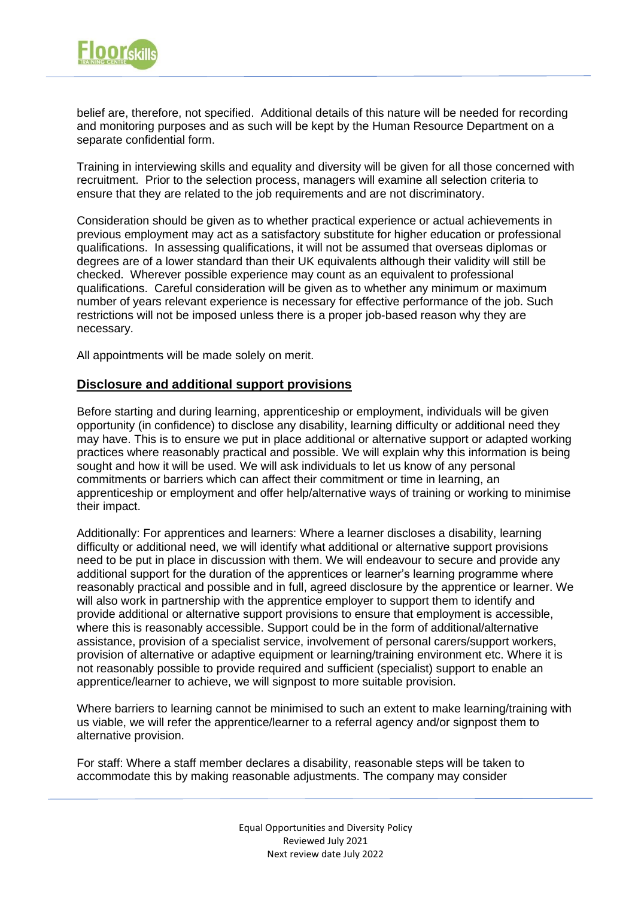belief are, therefore, not specified. Additional details of this nature will be needed for recording and monitoring purposes and as such will be kept by the Human Resource Department on a separate confidential form.

Training in interviewing skills and equality and diversity will be given for all those concerned with recruitment. Prior to the selection process, managers will examine all selection criteria to ensure that they are related to the job requirements and are not discriminatory.

Consideration should be given as to whether practical experience or actual achievements in previous employment may act as a satisfactory substitute for higher education or professional qualifications. In assessing qualifications, it will not be assumed that overseas diplomas or degrees are of a lower standard than their UK equivalents although their validity will still be checked. Wherever possible experience may count as an equivalent to professional qualifications. Careful consideration will be given as to whether any minimum or maximum number of years relevant experience is necessary for effective performance of the job. Such restrictions will not be imposed unless there is a proper job-based reason why they are necessary.

All appointments will be made solely on merit.

## **Disclosure and additional support provisions**

Before starting and during learning, apprenticeship or employment, individuals will be given opportunity (in confidence) to disclose any disability, learning difficulty or additional need they may have. This is to ensure we put in place additional or alternative support or adapted working practices where reasonably practical and possible. We will explain why this information is being sought and how it will be used. We will ask individuals to let us know of any personal commitments or barriers which can affect their commitment or time in learning, an apprenticeship or employment and offer help/alternative ways of training or working to minimise their impact.

Additionally: For apprentices and learners: Where a learner discloses a disability, learning difficulty or additional need, we will identify what additional or alternative support provisions need to be put in place in discussion with them. We will endeavour to secure and provide any additional support for the duration of the apprentices or learner's learning programme where reasonably practical and possible and in full, agreed disclosure by the apprentice or learner. We will also work in partnership with the apprentice employer to support them to identify and provide additional or alternative support provisions to ensure that employment is accessible, where this is reasonably accessible. Support could be in the form of additional/alternative assistance, provision of a specialist service, involvement of personal carers/support workers, provision of alternative or adaptive equipment or learning/training environment etc. Where it is not reasonably possible to provide required and sufficient (specialist) support to enable an apprentice/learner to achieve, we will signpost to more suitable provision.

Where barriers to learning cannot be minimised to such an extent to make learning/training with us viable, we will refer the apprentice/learner to a referral agency and/or signpost them to alternative provision.

For staff: Where a staff member declares a disability, reasonable steps will be taken to accommodate this by making reasonable adjustments. The company may consider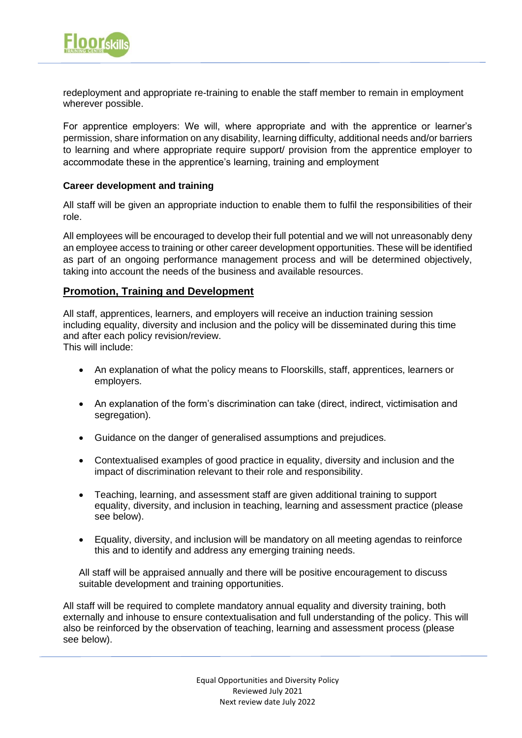redeployment and appropriate re-training to enable the staff member to remain in employment wherever possible.

For apprentice employers: We will, where appropriate and with the apprentice or learner's permission, share information on any disability, learning difficulty, additional needs and/or barriers to learning and where appropriate require support/ provision from the apprentice employer to accommodate these in the apprentice's learning, training and employment

**Career development and training**

All staff will be given an appropriate induction to enable them to fulfil the responsibilities of their role.

All employees will be encouraged to develop their full potential and we will not unreasonably deny an employee access to training or other career development opportunities. These will be identified as part of an ongoing performance management process and will be determined objectively, taking into account the needs of the business and available resources.

## Promotion, Training and Development

All staff, apprentices, learners, and employers will receive an induction training session including equality, diversity and inclusion and the policy will be disseminated during this time and after each policy revision/review.
This will include:

- An explanation of what the policy means to Floorskills, staff, apprentices, learners or employers.
- An explanation of the form's discrimination can take (direct, indirect, victimisation and segregation).
- Guidance on the danger of generalised assumptions and prejudices.
- Contextualised examples of good practice in equality, diversity and inclusion and the impact of discrimination relevant to their role and responsibility.
- Teaching, learning, and assessment staff are given additional training to support equality, diversity, and inclusion in teaching, learning and assessment practice (please see below).
- Equality, diversity, and inclusion will be mandatory on all meeting agendas to reinforce this and to identify and address any emerging training needs.

All staff will be appraised annually and there will be positive encouragement to discuss suitable development and training opportunities.

All staff will be required to complete mandatory annual equality and diversity training, both externally and inhouse to ensure contextualisation and full understanding of the policy. This will also be reinforced by the observation of teaching, learning and assessment process (please see below).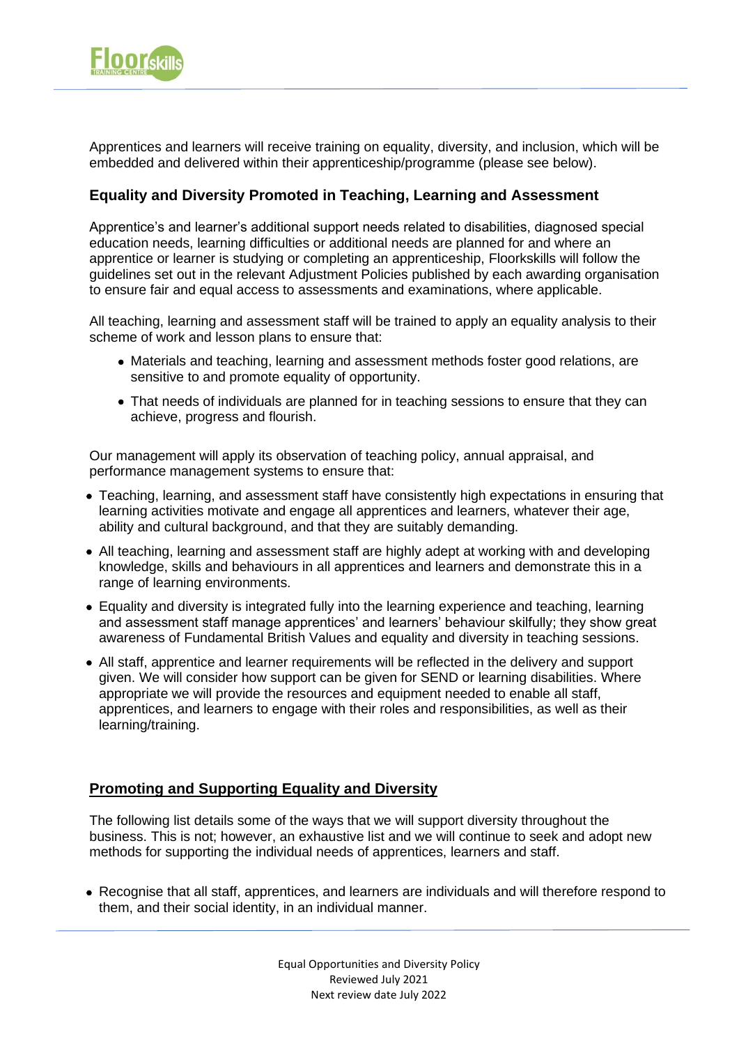Apprentices and learners will receive training on equality, diversity, and inclusion, which will be embedded and delivered within their apprenticeship/programme (please see below).

## Equality and Diversity Promoted in Teaching, Learning and Assessment

Apprentice's and learner's additional support needs related to disabilities, diagnosed special education needs, learning difficulties or additional needs are planned for and where an apprentice or learner is studying or completing an apprenticeship, Floorkskills will follow the guidelines set out in the relevant Adjustment Policies published by each awarding organisation to ensure fair and equal access to assessments and examinations, where applicable.

All teaching, learning and assessment staff will be trained to apply an equality analysis to their scheme of work and lesson plans to ensure that:

- Materials and teaching, learning and assessment methods foster good relations, are sensitive to and promote equality of opportunity.
- That needs of individuals are planned for in teaching sessions to ensure that they can achieve, progress and flourish.

Our management will apply its observation of teaching policy, annual appraisal, and performance management systems to ensure that:

- Teaching, learning, and assessment staff have consistently high expectations in ensuring that learning activities motivate and engage all apprentices and learners, whatever their age, ability and cultural background, and that they are suitably demanding.
- All teaching, learning and assessment staff are highly adept at working with and developing knowledge, skills and behaviours in all apprentices and learners and demonstrate this in a range of learning environments.
- Equality and diversity is integrated fully into the learning experience and teaching, learning and assessment staff manage apprentices' and learners' behaviour skilfully; they show great awareness of Fundamental British Values and equality and diversity in teaching sessions.
- All staff, apprentice and learner requirements will be reflected in the delivery and support given. We will consider how support can be given for SEND or learning disabilities. Where appropriate we will provide the resources and equipment needed to enable all staff, apprentices, and learners to engage with their roles and responsibilities, as well as their learning/training.

## <u>Promoting and Supporting Equality and Diversity</u>

The following list details some of the ways that we will support diversity throughout the business. This is not; however, an exhaustive list and we will continue to seek and adopt new methods for supporting the individual needs of apprentices, learners and staff.

- Recognise that all staff, apprentices, and learners are individuals and will therefore respond to them, and their social identity, in an individual manner.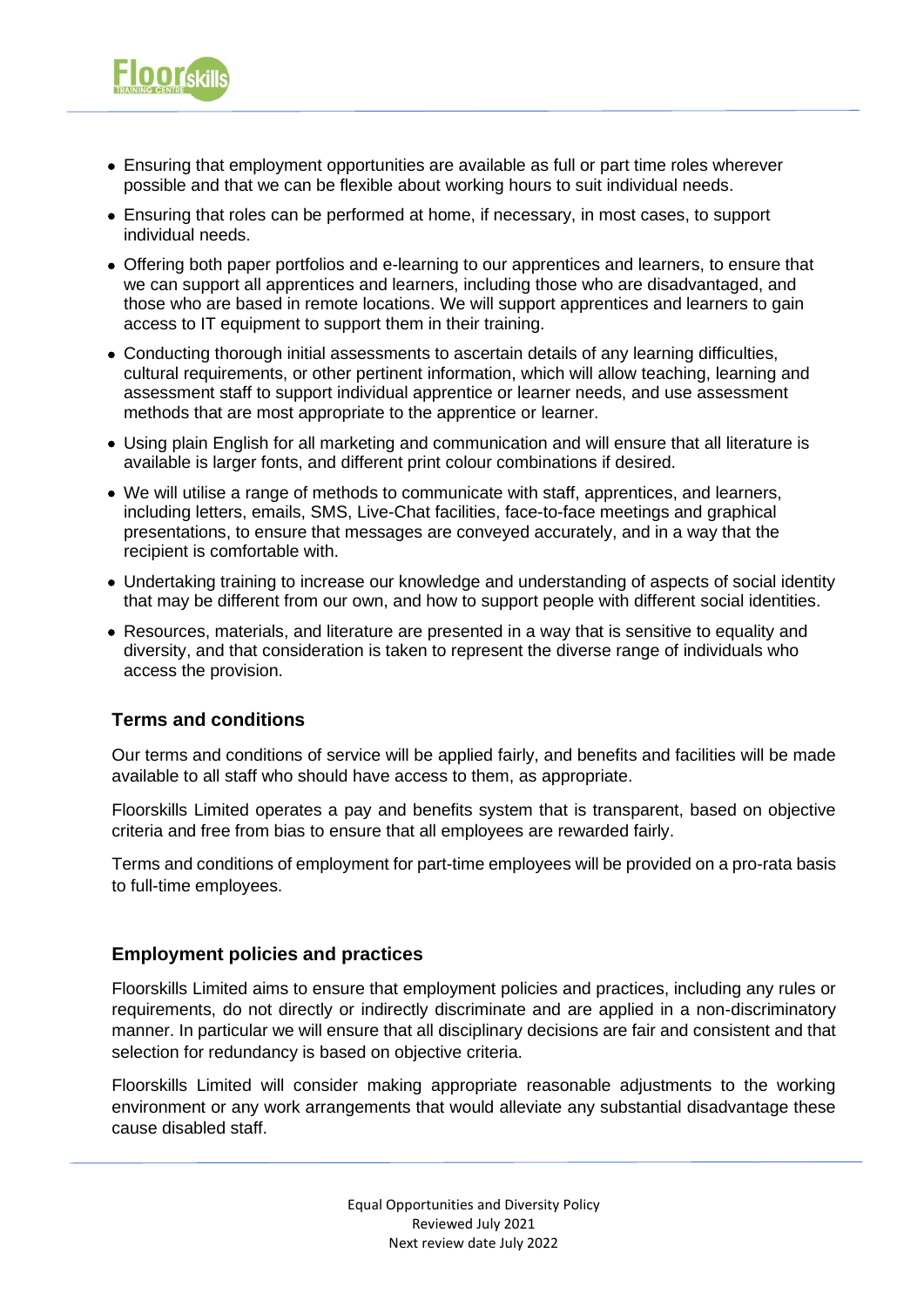- Ensuring that employment opportunities are available as full or part time roles wherever possible and that we can be flexible about working hours to suit individual needs.
- Ensuring that roles can be performed at home, if necessary, in most cases, to support individual needs.
- Offering both paper portfolios and e-learning to our apprentices and learners, to ensure that we can support all apprentices and learners, including those who are disadvantaged, and those who are based in remote locations. We will support apprentices and learners to gain access to IT equipment to support them in their training.
- Conducting thorough initial assessments to ascertain details of any learning difficulties, cultural requirements, or other pertinent information, which will allow teaching, learning and assessment staff to support individual apprentice or learner needs, and use assessment methods that are most appropriate to the apprentice or learner.
- Using plain English for all marketing and communication and will ensure that all literature is available is larger fonts, and different print colour combinations if desired.
- We will utilise a range of methods to communicate with staff, apprentices, and learners, including letters, emails, SMS, Live-Chat facilities, face-to-face meetings and graphical presentations, to ensure that messages are conveyed accurately, and in a way that the recipient is comfortable with.
- Undertaking training to increase our knowledge and understanding of aspects of social identity that may be different from our own, and how to support people with different social identities.
- Resources, materials, and literature are presented in a way that is sensitive to equality and diversity, and that consideration is taken to represent the diverse range of individuals who access the provision.

## Terms and conditions

Our terms and conditions of service will be applied fairly, and benefits and facilities will be made available to all staff who should have access to them, as appropriate.

Floorskills Limited operates a pay and benefits system that is transparent, based on objective criteria and free from bias to ensure that all employees are rewarded fairly.

Terms and conditions of employment for part-time employees will be provided on a pro-rata basis to full-time employees.

## Employment policies and practices

Floorskills Limited aims to ensure that employment policies and practices, including any rules or requirements, do not directly or indirectly discriminate and are applied in a non-discriminatory manner. In particular we will ensure that all disciplinary decisions are fair and consistent and that selection for redundancy is based on objective criteria.

Floorskills Limited will consider making appropriate reasonable adjustments to the working environment or any work arrangements that would alleviate any substantial disadvantage these cause disabled staff.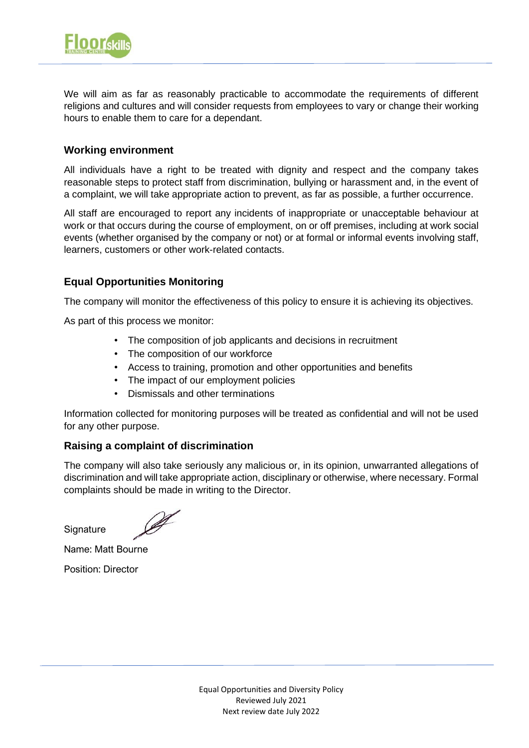We will aim as far as reasonably practicable to accommodate the requirements of different religions and cultures and will consider requests from employees to vary or change their working hours to enable them to care for a dependant.

### Working environment

All individuals have a right to be treated with dignity and respect and the company takes reasonable steps to protect staff from discrimination, bullying or harassment and, in the event of a complaint, we will take appropriate action to prevent, as far as possible, a further occurrence.

All staff are encouraged to report any incidents of inappropriate or unacceptable behaviour at work or that occurs during the course of employment, on or off premises, including at work social events (whether organised by the company or not) or at formal or informal events involving staff, learners, customers or other work-related contacts.

### Equal Opportunities Monitoring

The company will monitor the effectiveness of this policy to ensure it is achieving its objectives.

As part of this process we monitor:

- The composition of job applicants and decisions in recruitment
- The composition of our workforce
- Access to training, promotion and other opportunities and benefits
- The impact of our employment policies
- Dismissals and other terminations

Information collected for monitoring purposes will be treated as confidential and will not be used for any other purpose.

### Raising a complaint of discrimination

The company will also take seriously any malicious or, in its opinion, unwarranted allegations of discrimination and will take appropriate action, disciplinary or otherwise, where necessary. Formal complaints should be made in writing to the Director.

Signature

Name: Matt Bourne

Position: Director

Equal Opportunities and Diversity Policy
Reviewed July 2021
Next review date July 2022